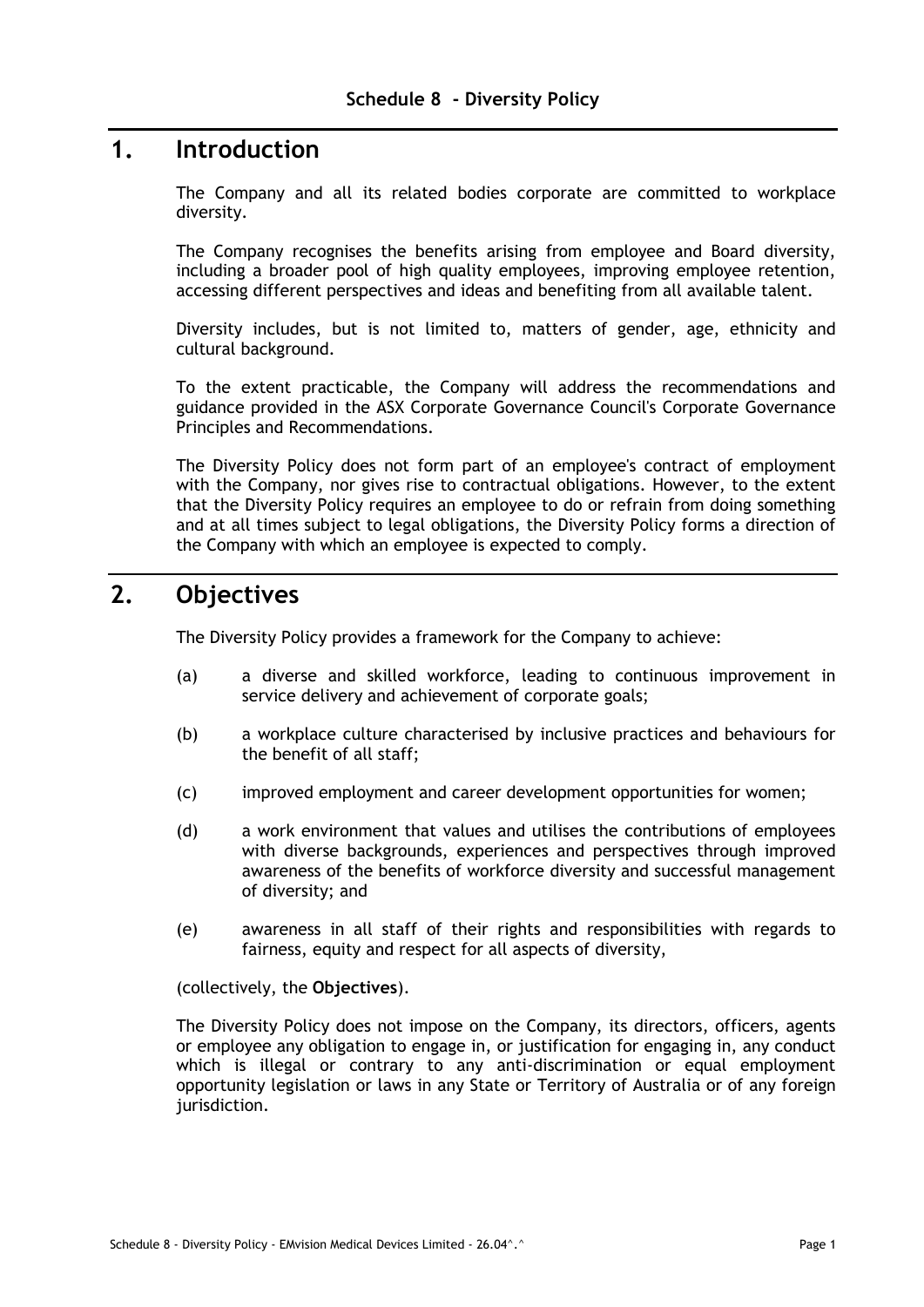# Schedule 8 - Diversity Policy

## 1. Introduction

The Company and all its related bodies corporate are committed to workplace diversity.

The Company recognises the benefits arising from employee and Board diversity, including a broader pool of high quality employees, improving employee retention, accessing different perspectives and ideas and benefiting from all available talent.

Diversity includes, but is not limited to, matters of gender, age, ethnicity and cultural background.

To the extent practicable, the Company will address the recommendations and guidance provided in the ASX Corporate Governance Council's Corporate Governance Principles and Recommendations.

The Diversity Policy does not form part of an employee's contract of employment with the Company, nor gives rise to contractual obligations. However, to the extent that the Diversity Policy requires an employee to do or refrain from doing something and at all times subject to legal obligations, the Diversity Policy forms a direction of the Company with which an employee is expected to comply.

## 2. Objectives

The Diversity Policy provides a framework for the Company to achieve:

(a) a diverse and skilled workforce, leading to continuous improvement in service delivery and achievement of corporate goals;

(b) a workplace culture characterised by inclusive practices and behaviours for the benefit of all staff;

(c) improved employment and career development opportunities for women;

(d) a work environment that values and utilises the contributions of employees with diverse backgrounds, experiences and perspectives through improved awareness of the benefits of workforce diversity and successful management of diversity; and

(e) awareness in all staff of their rights and responsibilities with regards to fairness, equity and respect for all aspects of diversity,

(collectively, the **Objectives**).

The Diversity Policy does not impose on the Company, its directors, officers, agents or employee any obligation to engage in, or justification for engaging in, any conduct which is illegal or contrary to any anti-discrimination or equal employment opportunity legislation or laws in any State or Territory of Australia or of any foreign jurisdiction.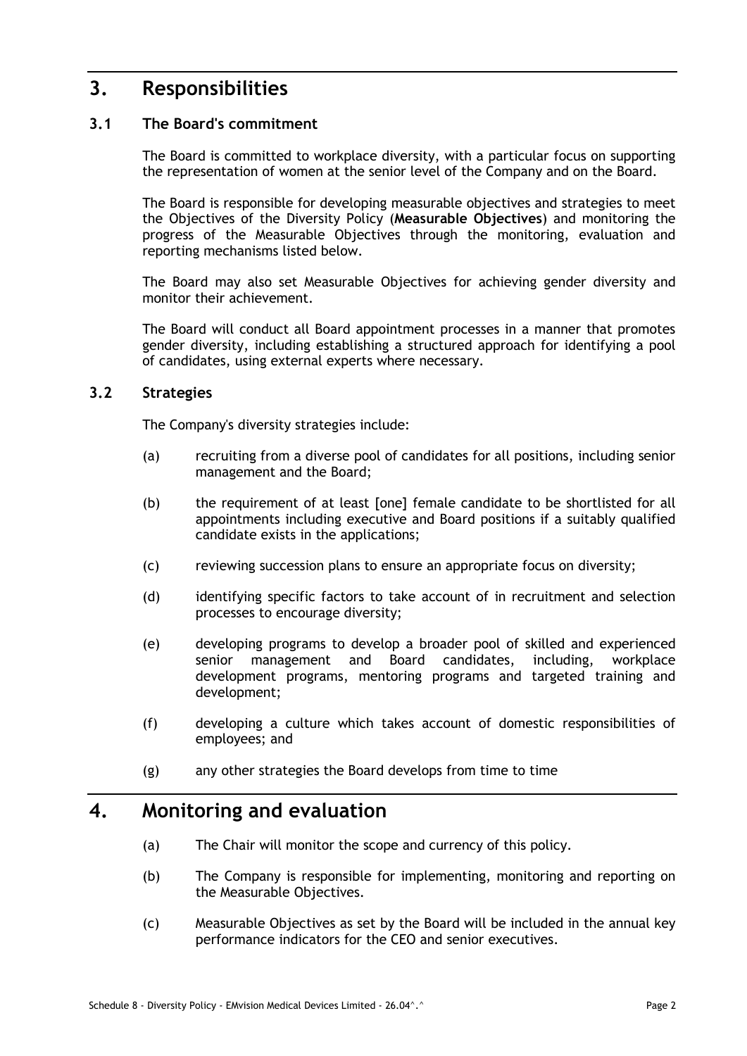# 3. Responsibilities

## 3.1 The Board's commitment

The Board is committed to workplace diversity, with a particular focus on supporting the representation of women at the senior level of the Company and on the Board.

The Board is responsible for developing measurable objectives and strategies to meet the Objectives of the Diversity Policy (**Measurable Objectives**) and monitoring the progress of the Measurable Objectives through the monitoring, evaluation and reporting mechanisms listed below.

The Board may also set Measurable Objectives for achieving gender diversity and monitor their achievement.

The Board will conduct all Board appointment processes in a manner that promotes gender diversity, including establishing a structured approach for identifying a pool of candidates, using external experts where necessary.

## 3.2 Strategies

The Company's diversity strategies include:

(a) recruiting from a diverse pool of candidates for all positions, including senior management and the Board;

(b) the requirement of at least [one] female candidate to be shortlisted for all appointments including executive and Board positions if a suitably qualified candidate exists in the applications;

(c) reviewing succession plans to ensure an appropriate focus on diversity;

(d) identifying specific factors to take account of in recruitment and selection processes to encourage diversity;

(e) developing programs to develop a broader pool of skilled and experienced senior management and Board candidates, including, workplace development programs, mentoring programs and targeted training and development;

(f) developing a culture which takes account of domestic responsibilities of employees; and

(g) any other strategies the Board develops from time to time

# 4. Monitoring and evaluation

(a) The Chair will monitor the scope and currency of this policy.

(b) The Company is responsible for implementing, monitoring and reporting on the Measurable Objectives.

(c) Measurable Objectives as set by the Board will be included in the annual key performance indicators for the CEO and senior executives.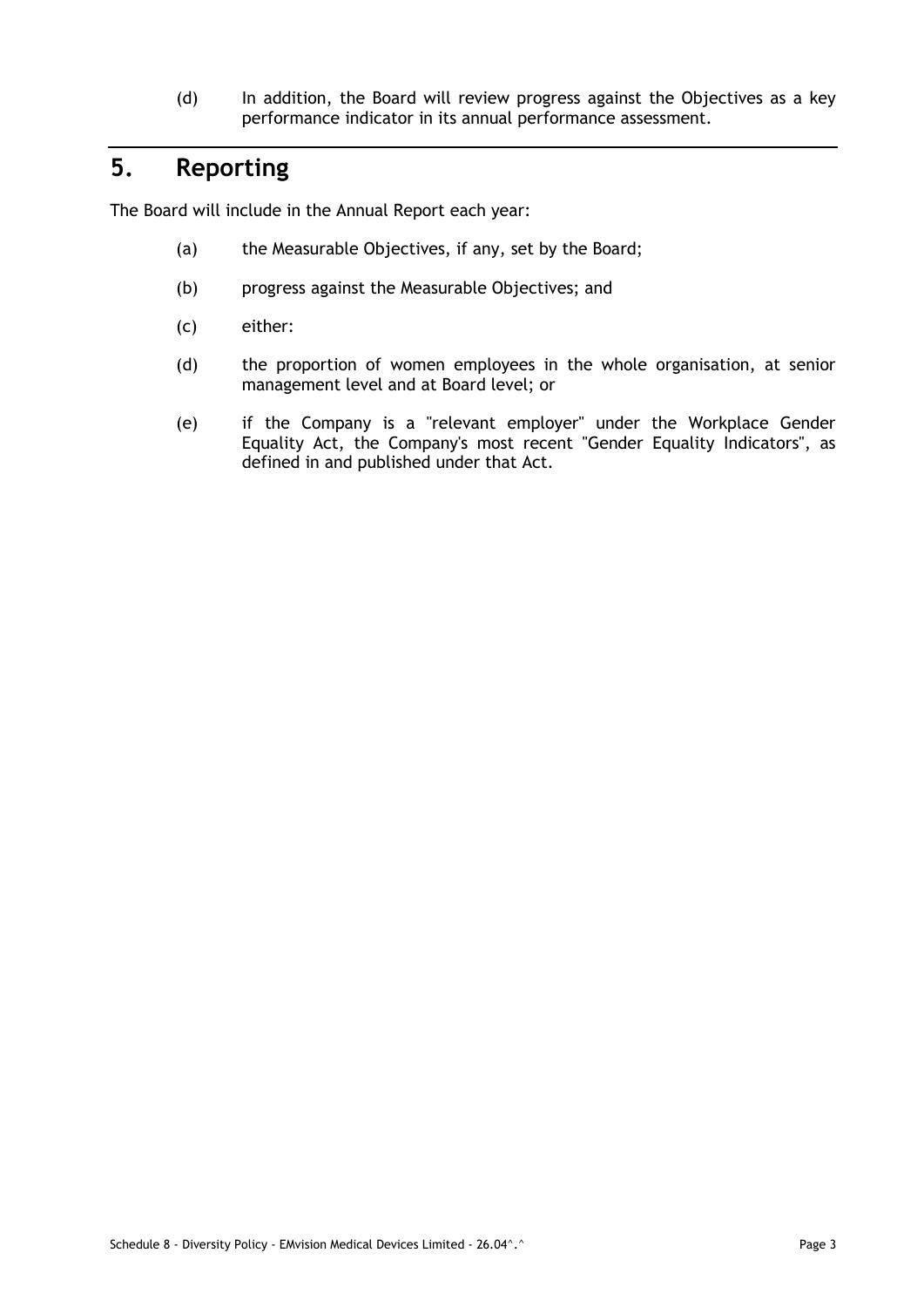(d) In addition, the Board will review progress against the Objectives as a key performance indicator in its annual performance assessment.

## 5. Reporting

The Board will include in the Annual Report each year:

(a) the Measurable Objectives, if any, set by the Board;

(b) progress against the Measurable Objectives; and

(c) either:

(d) the proportion of women employees in the whole organisation, at senior management level and at Board level; or

(e) if the Company is a "relevant employer" under the Workplace Gender Equality Act, the Company's most recent "Gender Equality Indicators", as defined in and published under that Act.